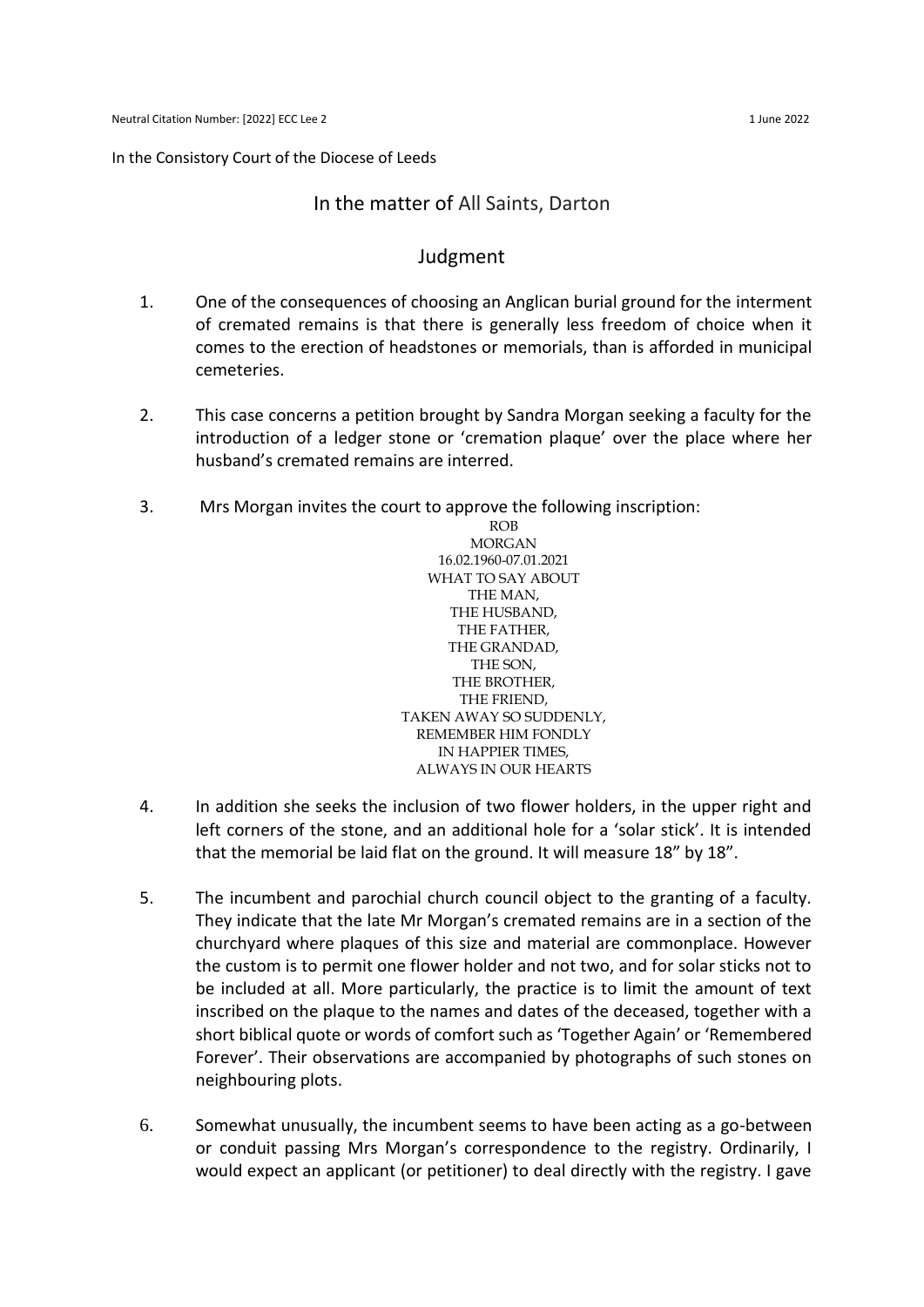Neutral Citation Number: [2022] ECC Lee 2 1 June 2022

In the Consistory Court of the Diocese of Leeds

## In the matter of All Saints, Darton

## Judgment

1. One of the consequences of choosing an Anglican burial ground for the interment of cremated remains is that there is generally less freedom of choice when it comes to the erection of headstones or memorials, than is afforded in municipal cemeteries.

2. This case concerns a petition brought by Sandra Morgan seeking a faculty for the introduction of a ledger stone or 'cremation plaque' over the place where her husband's cremated remains are interred.

3. Mrs Morgan invites the court to approve the following inscription:

ROB
MORGAN
16.02.1960-07.01.2021
WHAT TO SAY ABOUT
THE MAN,
THE HUSBAND,
THE FATHER,
THE GRANDAD,
THE SON,
THE BROTHER,
THE FRIEND,
TAKEN AWAY SO SUDDENLY,
REMEMBER HIM FONDLY
IN HAPPIER TIMES,
ALWAYS IN OUR HEARTS

4. In addition she seeks the inclusion of two flower holders, in the upper right and left corners of the stone, and an additional hole for a 'solar stick'. It is intended that the memorial be laid flat on the ground. It will measure 18" by 18".

5. The incumbent and parochial church council object to the granting of a faculty. They indicate that the late Mr Morgan's cremated remains are in a section of the churchyard where plaques of this size and material are commonplace. However the custom is to permit one flower holder and not two, and for solar sticks not to be included at all. More particularly, the practice is to limit the amount of text inscribed on the plaque to the names and dates of the deceased, together with a short biblical quote or words of comfort such as 'Together Again' or 'Remembered Forever'. Their observations are accompanied by photographs of such stones on neighbouring plots.

6. Somewhat unusually, the incumbent seems to have been acting as a go-between or conduit passing Mrs Morgan's correspondence to the registry. Ordinarily, I would expect an applicant (or petitioner) to deal directly with the registry. I gave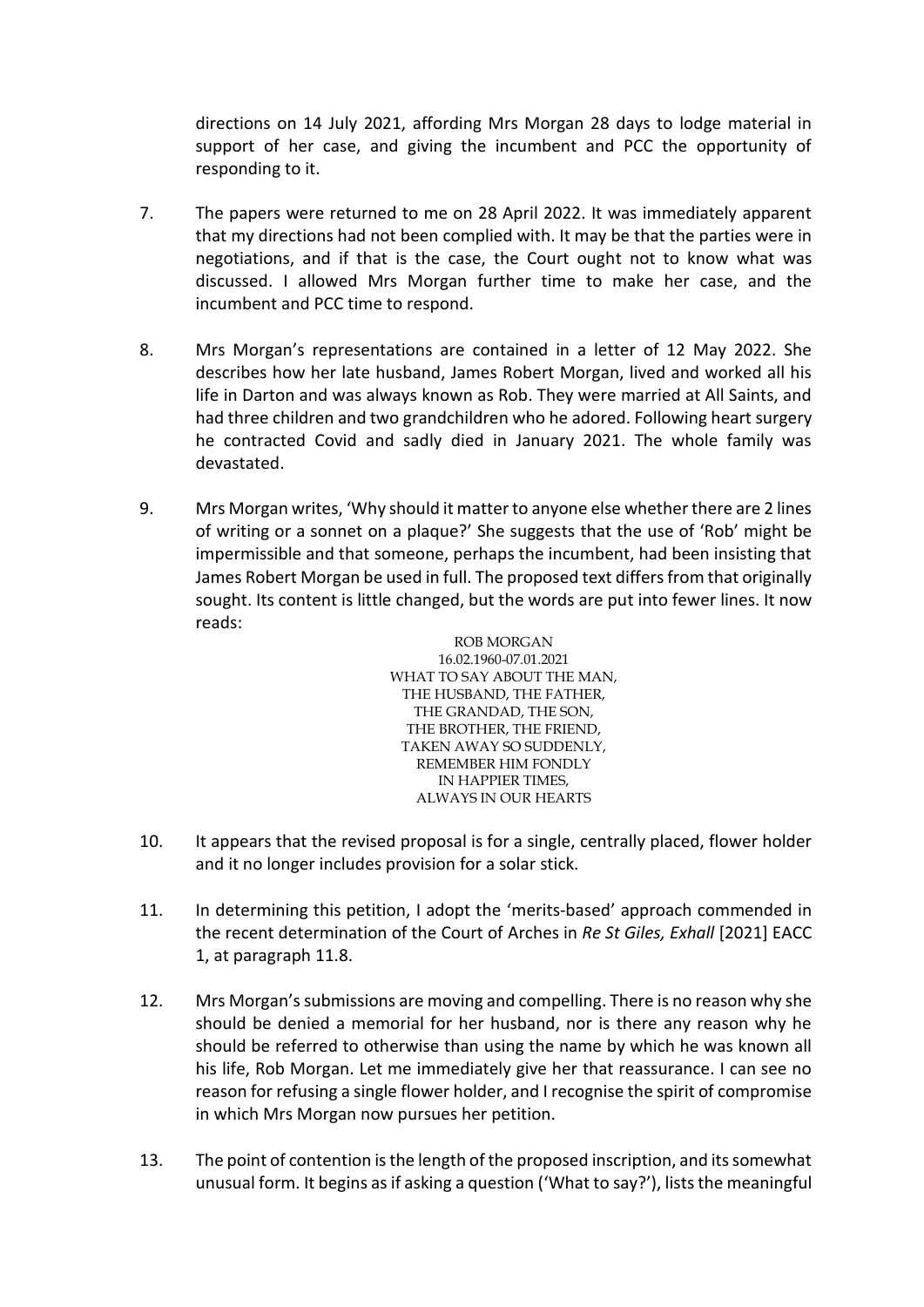directions on 14 July 2021, affording Mrs Morgan 28 days to lodge material in support of her case, and giving the incumbent and PCC the opportunity of responding to it.

7. The papers were returned to me on 28 April 2022. It was immediately apparent that my directions had not been complied with. It may be that the parties were in negotiations, and if that is the case, the Court ought not to know what was discussed. I allowed Mrs Morgan further time to make her case, and the incumbent and PCC time to respond.

8. Mrs Morgan's representations are contained in a letter of 12 May 2022. She describes how her late husband, James Robert Morgan, lived and worked all his life in Darton and was always known as Rob. They were married at All Saints, and had three children and two grandchildren who he adored. Following heart surgery he contracted Covid and sadly died in January 2021. The whole family was devastated.

9. Mrs Morgan writes, 'Why should it matter to anyone else whether there are 2 lines of writing or a sonnet on a plaque?' She suggests that the use of 'Rob' might be impermissible and that someone, perhaps the incumbent, had been insisting that James Robert Morgan be used in full. The proposed text differs from that originally sought. Its content is little changed, but the words are put into fewer lines. It now reads:

ROB MORGAN  
16.02.1960-07.01.2021  
WHAT TO SAY ABOUT THE MAN,  
THE HUSBAND, THE FATHER,  
THE GRANDAD, THE SON,  
THE BROTHER, THE FRIEND,  
TAKEN AWAY SO SUDDENLY,  
REMEMBER HIM FONDLY  
IN HAPPIER TIMES,  
ALWAYS IN OUR HEARTS

10. It appears that the revised proposal is for a single, centrally placed, flower holder and it no longer includes provision for a solar stick.

11. In determining this petition, I adopt the 'merits-based' approach commended in the recent determination of the Court of Arches in *Re St Giles, Exhall* [2021] EACC 1, at paragraph 11.8.

12. Mrs Morgan's submissions are moving and compelling. There is no reason why she should be denied a memorial for her husband, nor is there any reason why he should be referred to otherwise than using the name by which he was known all his life, Rob Morgan. Let me immediately give her that reassurance. I can see no reason for refusing a single flower holder, and I recognise the spirit of compromise in which Mrs Morgan now pursues her petition.

13. The point of contention is the length of the proposed inscription, and its somewhat unusual form. It begins as if asking a question ('What to say?'), lists the meaningful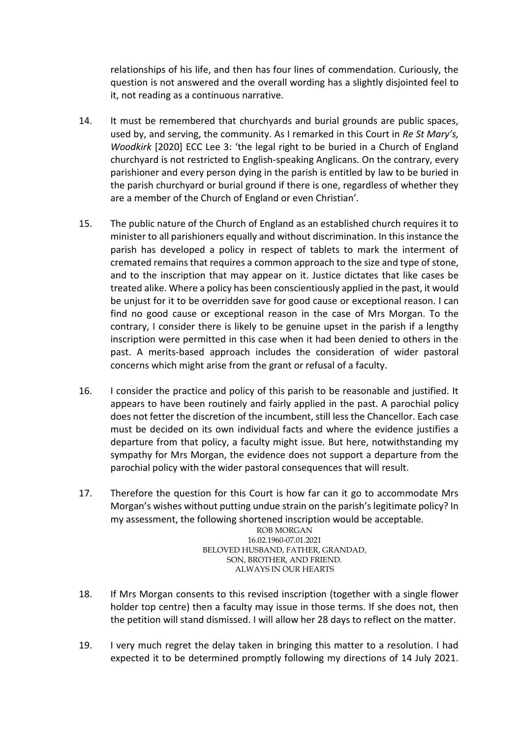relationships of his life, and then has four lines of commendation. Curiously, the question is not answered and the overall wording has a slightly disjointed feel to it, not reading as a continuous narrative.

14. It must be remembered that churchyards and burial grounds are public spaces, used by, and serving, the community. As I remarked in this Court in *Re St Mary's, Woodkirk* [2020] ECC Lee 3: 'the legal right to be buried in a Church of England churchyard is not restricted to English-speaking Anglicans. On the contrary, every parishioner and every person dying in the parish is entitled by law to be buried in the parish churchyard or burial ground if there is one, regardless of whether they are a member of the Church of England or even Christian'.

15. The public nature of the Church of England as an established church requires it to minister to all parishioners equally and without discrimination. In this instance the parish has developed a policy in respect of tablets to mark the interment of cremated remains that requires a common approach to the size and type of stone, and to the inscription that may appear on it. Justice dictates that like cases be treated alike. Where a policy has been conscientiously applied in the past, it would be unjust for it to be overridden save for good cause or exceptional reason. I can find no good cause or exceptional reason in the case of Mrs Morgan. To the contrary, I consider there is likely to be genuine upset in the parish if a lengthy inscription were permitted in this case when it had been denied to others in the past. A merits-based approach includes the consideration of wider pastoral concerns which might arise from the grant or refusal of a faculty.

16. I consider the practice and policy of this parish to be reasonable and justified. It appears to have been routinely and fairly applied in the past. A parochial policy does not fetter the discretion of the incumbent, still less the Chancellor. Each case must be decided on its own individual facts and where the evidence justifies a departure from that policy, a faculty might issue. But here, notwithstanding my sympathy for Mrs Morgan, the evidence does not support a departure from the parochial policy with the wider pastoral consequences that will result.

17. Therefore the question for this Court is how far can it go to accommodate Mrs Morgan's wishes without putting undue strain on the parish's legitimate policy? In my assessment, the following shortened inscription would be acceptable.

    ROB MORGAN
    16.02.1960-07.01.2021
    BELOVED HUSBAND, FATHER, GRANDAD,
    SON, BROTHER, AND FRIEND.
    ALWAYS IN OUR HEARTS

18. If Mrs Morgan consents to this revised inscription (together with a single flower holder top centre) then a faculty may issue in those terms. If she does not, then the petition will stand dismissed. I will allow her 28 days to reflect on the matter.

19. I very much regret the delay taken in bringing this matter to a resolution. I had expected it to be determined promptly following my directions of 14 July 2021.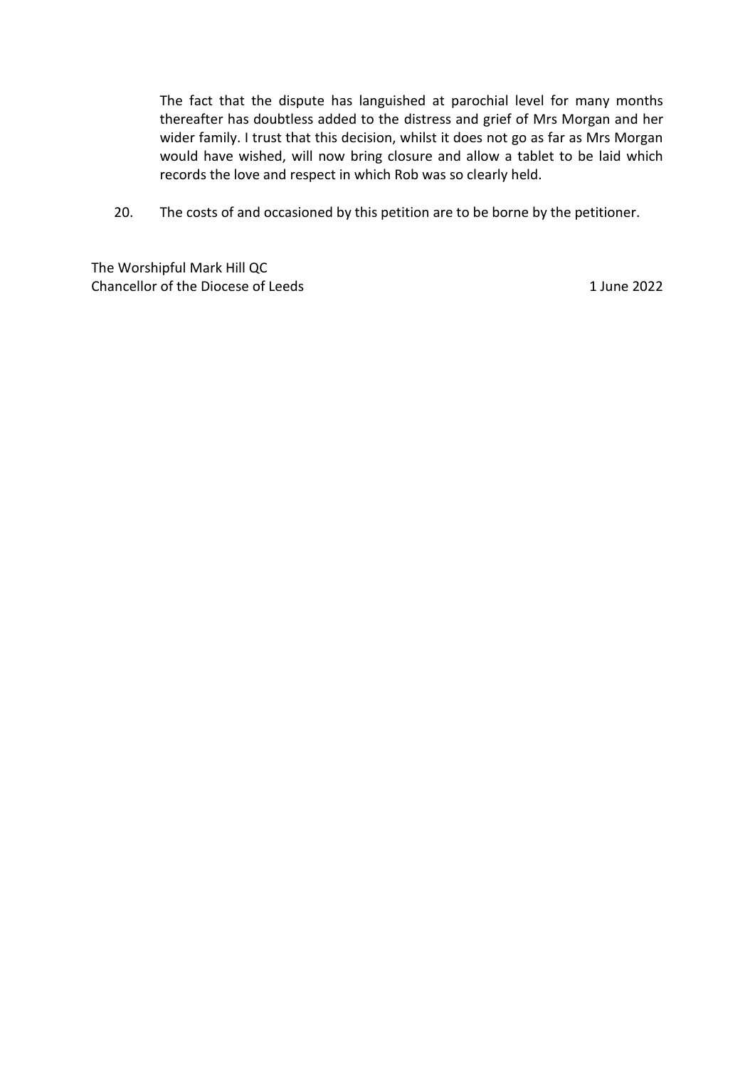The fact that the dispute has languished at parochial level for many months thereafter has doubtless added to the distress and grief of Mrs Morgan and her wider family. I trust that this decision, whilst it does not go as far as Mrs Morgan would have wished, will now bring closure and allow a tablet to be laid which records the love and respect in which Rob was so clearly held.

20. The costs of and occasioned by this petition are to be borne by the petitioner.

The Worshipful Mark Hill QC
Chancellor of the Diocese of Leeds

1 June 2022